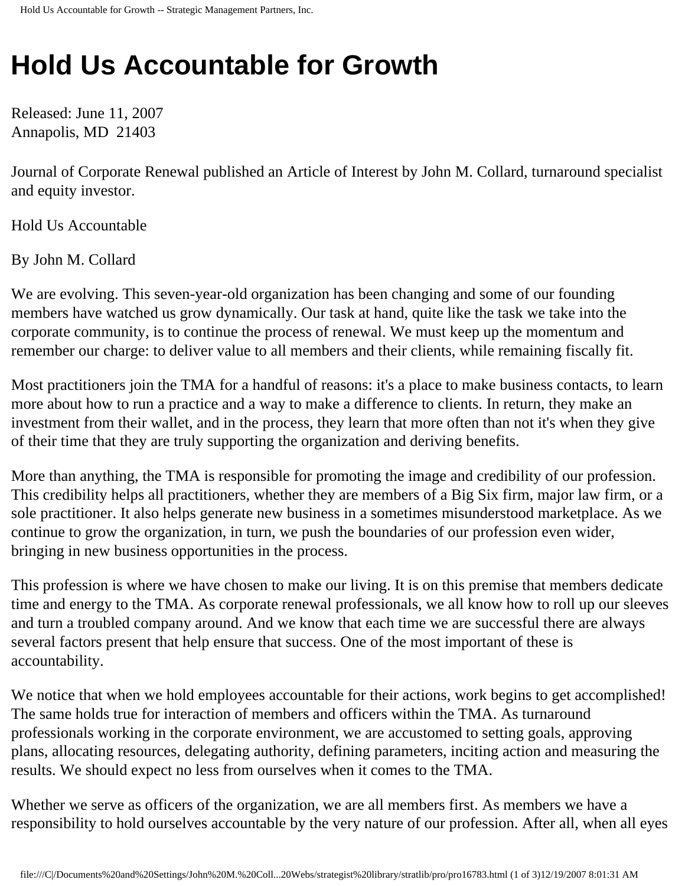# Hold Us Accountable for Growth

Released: June 11, 2007
Annapolis, MD 21403

Journal of Corporate Renewal published an Article of Interest by John M. Collard, turnaround specialist and equity investor.

Hold Us Accountable

By John M. Collard

We are evolving. This seven-year-old organization has been changing and some of our founding members have watched us grow dynamically. Our task at hand, quite like the task we take into the corporate community, is to continue the process of renewal. We must keep up the momentum and remember our charge: to deliver value to all members and their clients, while remaining fiscally fit.

Most practitioners join the TMA for a handful of reasons: it's a place to make business contacts, to learn more about how to run a practice and a way to make a difference to clients. In return, they make an investment from their wallet, and in the process, they learn that more often than not it's when they give of their time that they are truly supporting the organization and deriving benefits.

More than anything, the TMA is responsible for promoting the image and credibility of our profession. This credibility helps all practitioners, whether they are members of a Big Six firm, major law firm, or a sole practitioner. It also helps generate new business in a sometimes misunderstood marketplace. As we continue to grow the organization, in turn, we push the boundaries of our profession even wider, bringing in new business opportunities in the process.

This profession is where we have chosen to make our living. It is on this premise that members dedicate time and energy to the TMA. As corporate renewal professionals, we all know how to roll up our sleeves and turn a troubled company around. And we know that each time we are successful there are always several factors present that help ensure that success. One of the most important of these is accountability.

We notice that when we hold employees accountable for their actions, work begins to get accomplished! The same holds true for interaction of members and officers within the TMA. As turnaround professionals working in the corporate environment, we are accustomed to setting goals, approving plans, allocating resources, delegating authority, defining parameters, inciting action and measuring the results. We should expect no less from ourselves when it comes to the TMA.

Whether we serve as officers of the organization, we are all members first. As members we have a responsibility to hold ourselves accountable by the very nature of our profession. After all, when all eyes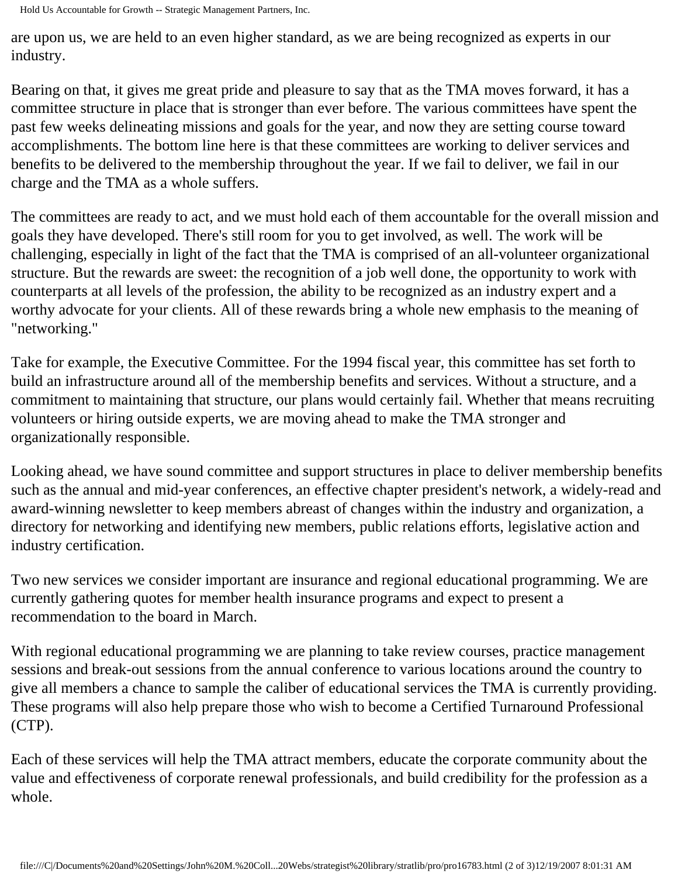are upon us, we are held to an even higher standard, as we are being recognized as experts in our industry.

Bearing on that, it gives me great pride and pleasure to say that as the TMA moves forward, it has a committee structure in place that is stronger than ever before. The various committees have spent the past few weeks delineating missions and goals for the year, and now they are setting course toward accomplishments. The bottom line here is that these committees are working to deliver services and benefits to be delivered to the membership throughout the year. If we fail to deliver, we fail in our charge and the TMA as a whole suffers.

The committees are ready to act, and we must hold each of them accountable for the overall mission and goals they have developed. There's still room for you to get involved, as well. The work will be challenging, especially in light of the fact that the TMA is comprised of an all-volunteer organizational structure. But the rewards are sweet: the recognition of a job well done, the opportunity to work with counterparts at all levels of the profession, the ability to be recognized as an industry expert and a worthy advocate for your clients. All of these rewards bring a whole new emphasis to the meaning of "networking."

Take for example, the Executive Committee. For the 1994 fiscal year, this committee has set forth to build an infrastructure around all of the membership benefits and services. Without a structure, and a commitment to maintaining that structure, our plans would certainly fail. Whether that means recruiting volunteers or hiring outside experts, we are moving ahead to make the TMA stronger and organizationally responsible.

Looking ahead, we have sound committee and support structures in place to deliver membership benefits such as the annual and mid-year conferences, an effective chapter president's network, a widely-read and award-winning newsletter to keep members abreast of changes within the industry and organization, a directory for networking and identifying new members, public relations efforts, legislative action and industry certification.

Two new services we consider important are insurance and regional educational programming. We are currently gathering quotes for member health insurance programs and expect to present a recommendation to the board in March.

With regional educational programming we are planning to take review courses, practice management sessions and break-out sessions from the annual conference to various locations around the country to give all members a chance to sample the caliber of educational services the TMA is currently providing. These programs will also help prepare those who wish to become a Certified Turnaround Professional (CTP).

Each of these services will help the TMA attract members, educate the corporate community about the value and effectiveness of corporate renewal professionals, and build credibility for the profession as a whole.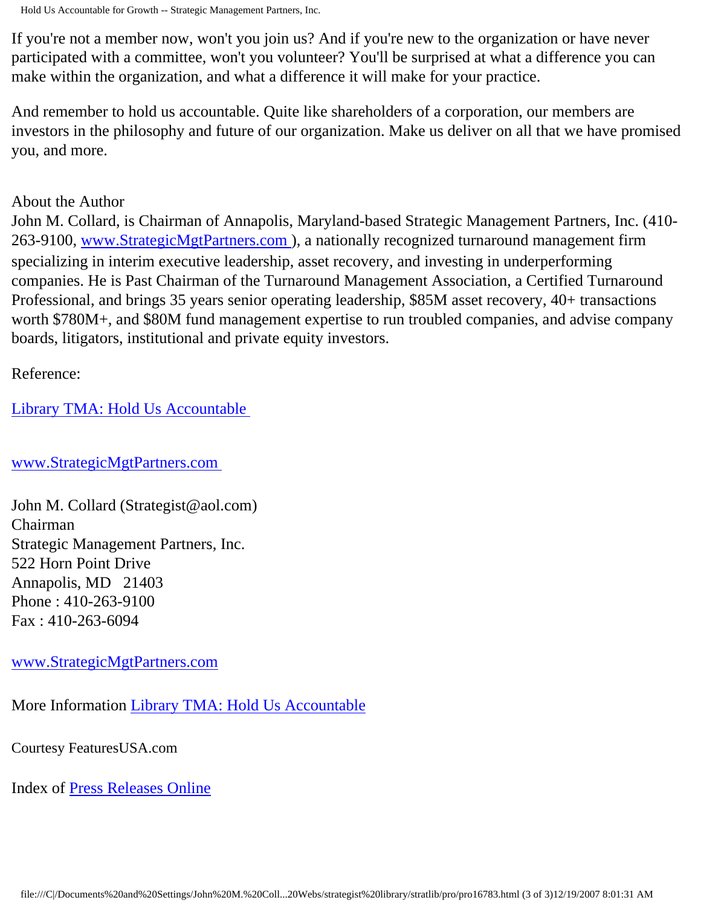If you're not a member now, won't you join us? And if you're new to the organization or have never participated with a committee, won't you volunteer? You'll be surprised at what a difference you can make within the organization, and what a difference it will make for your practice.

And remember to hold us accountable. Quite like shareholders of a corporation, our members are investors in the philosophy and future of our organization. Make us deliver on all that we have promised you, and more.

About the Author
John M. Collard, is Chairman of Annapolis, Maryland-based Strategic Management Partners, Inc. (410-263-9100, www.StrategicMgtPartners.com ), a nationally recognized turnaround management firm specializing in interim executive leadership, asset recovery, and investing in underperforming companies. He is Past Chairman of the Turnaround Management Association, a Certified Turnaround Professional, and brings 35 years senior operating leadership, $85M asset recovery, 40+ transactions worth $780M+, and $80M fund management expertise to run troubled companies, and advise company boards, litigators, institutional and private equity investors.

Reference:

Library TMA: Hold Us Accountable

www.StrategicMgtPartners.com

John M. Collard (Strategist@aol.com)
Chairman
Strategic Management Partners, Inc.
522 Horn Point Drive
Annapolis, MD 21403
Phone : 410-263-9100
Fax : 410-263-6094

www.StrategicMgtPartners.com

More Information Library TMA: Hold Us Accountable

Courtesy FeaturesUSA.com

Index of Press Releases Online